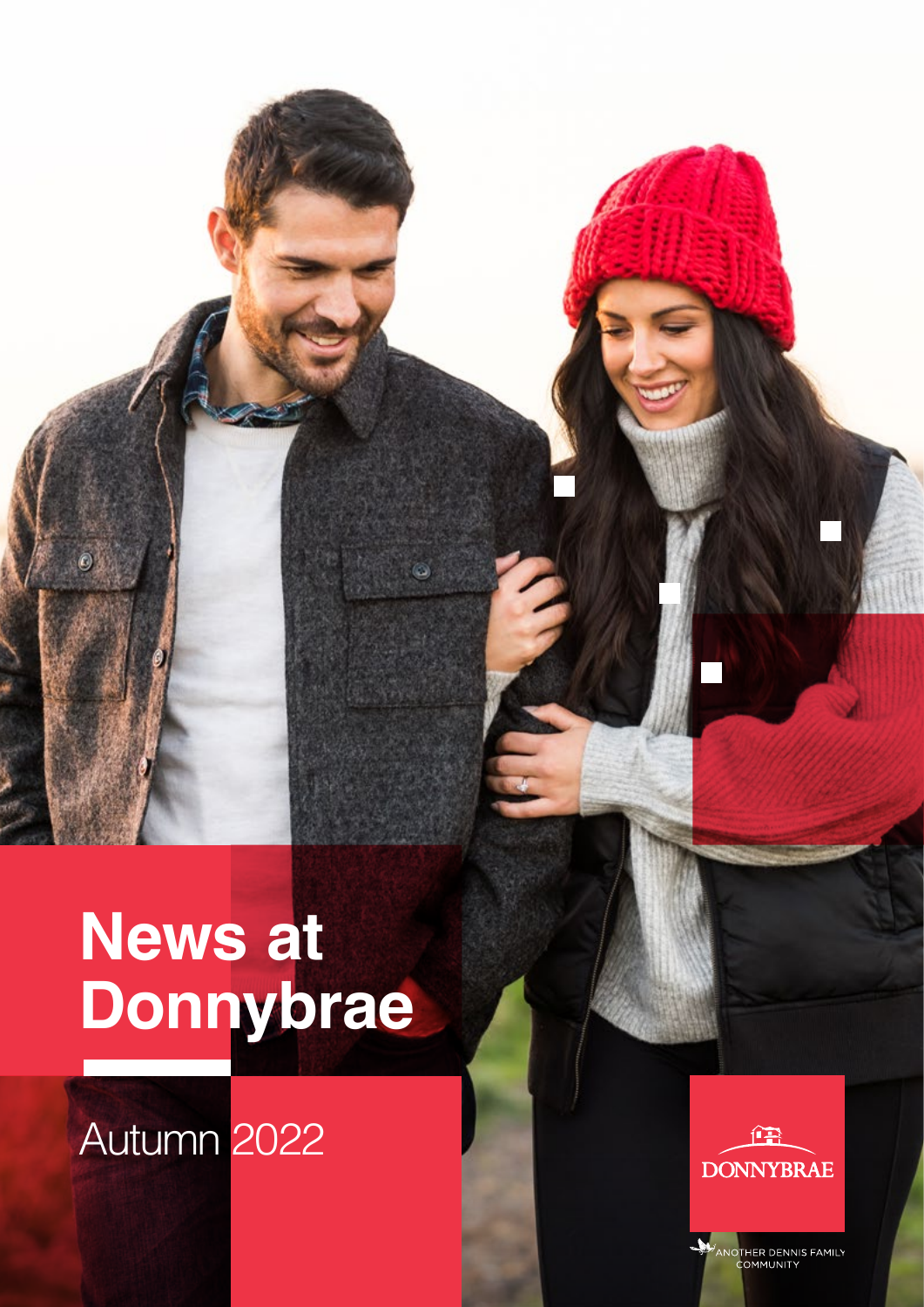# News at Donnybrae

Autumn 2022

DONNYBRAE

ANOTHER DENNIS FAMILY COMMUNITY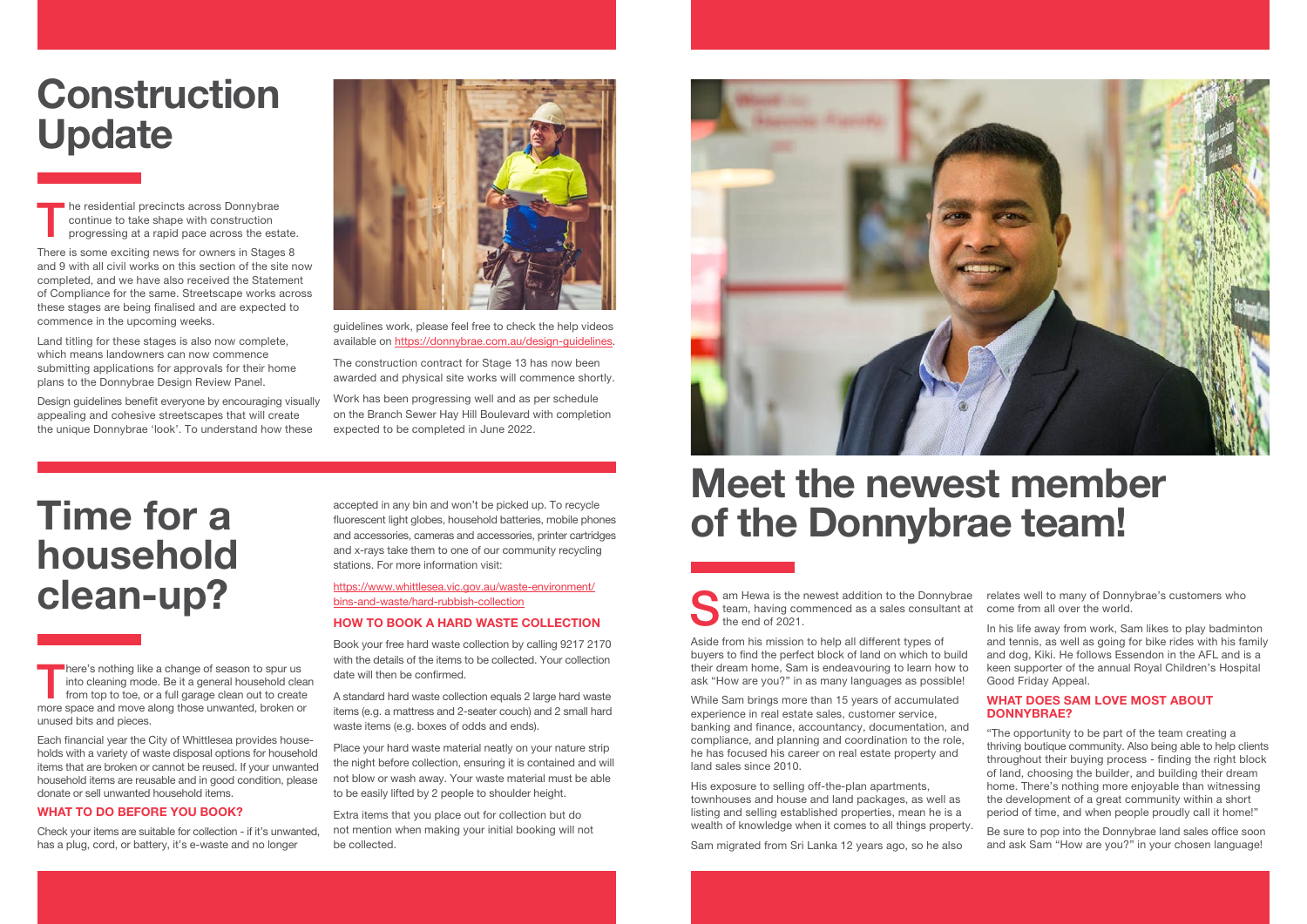# Construction Update

The residential precincts across Donnybrae continue to take shape with construction progressing at a rapid pace across the estate.

There is some exciting news for owners in Stages 8 and 9 with all civil works on this section of the site now completed, and we have also received the Statement of Compliance for the same. Streetscape works across these stages are being finalised and are expected to commence in the upcoming weeks.

Land titling for these stages is also now complete, which means landowners can now commence submitting applications for approvals for their home plans to the Donnybrae Design Review Panel.

Design guidelines benefit everyone by encouraging visually appealing and cohesive streetscapes that will create the unique Donnybrae 'look'. To understand how these guidelines work, please feel free to check the help videos available on https://donnybrae.com.au/design-guidelines.

The construction contract for Stage 13 has now been awarded and physical site works will commence shortly.

Work has been progressing well and as per schedule on the Branch Sewer Hay Hill Boulevard with completion expected to be completed in June 2022.

# Time for a household clean-up?

There's nothing like a change of season to spur us into cleaning mode. Be it a general household clean from top to toe, or a full garage clean out to create more space and move along those unwanted, broken or unused bits and pieces.

Each financial year the City of Whittlesea provides households with a variety of waste disposal options for household items that are broken or cannot be reused. If your unwanted household items are reusable and in good condition, please donate or sell unwanted household items.

### WHAT TO DO BEFORE YOU BOOK?

Check your items are suitable for collection - if it's unwanted, has a plug, cord, or battery, it's e-waste and no longer accepted in any bin and won't be picked up. To recycle fluorescent light globes, household batteries, mobile phones and accessories, cameras and accessories, printer cartridges and x-rays take them to one of our community recycling stations. For more information visit:

https://www.whittlesea.vic.gov.au/waste-environment/bins-and-waste/hard-rubbish-collection

### HOW TO BOOK A HARD WASTE COLLECTION

Book your free hard waste collection by calling 9217 2170 with the details of the items to be collected. Your collection date will then be confirmed.

A standard hard waste collection equals 2 large hard waste items (e.g. a mattress and 2-seater couch) and 2 small hard waste items (e.g. boxes of odds and ends).

Place your hard waste material neatly on your nature strip the night before collection, ensuring it is contained and will not blow or wash away. Your waste material must be able to be easily lifted by 2 people to shoulder height.

Extra items that you place out for collection but do not mention when making your initial booking will not be collected.

# Meet the newest member of the Donnybrae team!

Sam Hewa is the newest addition to the Donnybrae team, having commenced as a sales consultant at the end of 2021.

Aside from his mission to help all different types of buyers to find the perfect block of land on which to build their dream home, Sam is endeavouring to learn how to ask "How are you?" in as many languages as possible!

While Sam brings more than 15 years of accumulated experience in real estate sales, customer service, banking and finance, accountancy, documentation, and compliance, and planning and coordination to the role, he has focused his career on real estate property and land sales since 2010.

His exposure to selling off-the-plan apartments, townhouses and house and land packages, as well as listing and selling established properties, mean he is a wealth of knowledge when it comes to all things property.

Sam migrated from Sri Lanka 12 years ago, so he also relates well to many of Donnybrae's customers who come from all over the world.

In his life away from work, Sam likes to play badminton and tennis, as well as going for bike rides with his family and dog, Kiki. He follows Essendon in the AFL and is a keen supporter of the annual Royal Children's Hospital Good Friday Appeal.

### WHAT DOES SAM LOVE MOST ABOUT DONNYBRAE?

"The opportunity to be part of the team creating a thriving boutique community. Also being able to help clients throughout their buying process - finding the right block of land, choosing the builder, and building their dream home. There's nothing more enjoyable than witnessing the development of a great community within a short period of time, and when people proudly call it home!"

Be sure to pop into the Donnybrae land sales office soon and ask Sam "How are you?" in your chosen language!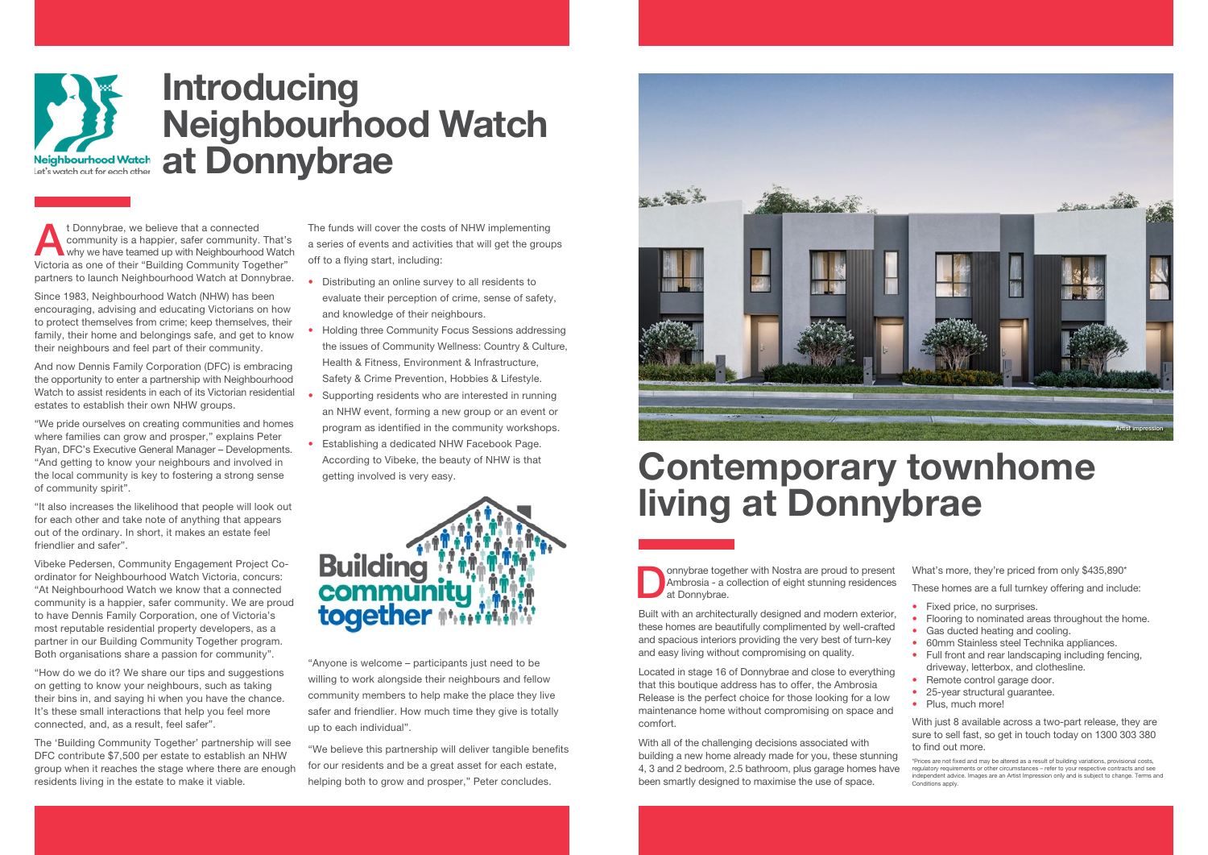# Introducing Neighbourhood Watch at Donnybrae

At Donnybrae, we believe that a connected community is a happier, safer community. That's why we have teamed up with Neighbourhood Watch Victoria as one of their "Building Community Together" partners to launch Neighbourhood Watch at Donnybrae.

Since 1983, Neighbourhood Watch (NHW) has been encouraging, advising and educating Victorians on how to protect themselves from crime; keep themselves, their family, their home and belongings safe, and get to know their neighbours and feel part of their community.

And now Dennis Family Corporation (DFC) is embracing the opportunity to enter a partnership with Neighbourhood Watch to assist residents in each of its Victorian residential estates to establish their own NHW groups.

"We pride ourselves on creating communities and homes where families can grow and prosper," explains Peter Ryan, DFC's Executive General Manager – Developments. "And getting to know your neighbours and involved in the local community is key to fostering a strong sense of community spirit".

"It also increases the likelihood that people will look out for each other and take note of anything that appears out of the ordinary. In short, it makes an estate feel friendlier and safer".

Vibeke Pedersen, Community Engagement Project Co-ordinator for Neighbourhood Watch Victoria, concurs: "At Neighbourhood Watch we know that a connected community is a happier, safer community. We are proud to have Dennis Family Corporation, one of Victoria's most reputable residential property developers, as a partner in our Building Community Together program. Both organisations share a passion for community".

"How do we do it? We share our tips and suggestions on getting to know your neighbours, such as taking their bins in, and saying hi when you have the chance. It's these small interactions that help you feel more connected, and, as a result, feel safer".

The 'Building Community Together' partnership will see DFC contribute $7,500 per estate to establish an NHW group when it reaches the stage where there are enough residents living in the estate to make it viable.

The funds will cover the costs of NHW implementing a series of events and activities that will get the groups off to a flying start, including:

- Distributing an online survey to all residents to evaluate their perception of crime, sense of safety, and knowledge of their neighbours.
- Holding three Community Focus Sessions addressing the issues of Community Wellness: Country & Culture, Health & Fitness, Environment & Infrastructure, Safety & Crime Prevention, Hobbies & Lifestyle.
- Supporting residents who are interested in running an NHW event, forming a new group or an event or program as identified in the community workshops.
- Establishing a dedicated NHW Facebook Page. According to Vibeke, the beauty of NHW is that getting involved is very easy.

"Anyone is welcome – participants just need to be willing to work alongside their neighbours and fellow community members to help make the place they live safer and friendlier. How much time they give is totally up to each individual".

"We believe this partnership will deliver tangible benefits for our residents and be a great asset for each estate, helping both to grow and prosper," Peter concludes.

# Contemporary townhome living at Donnybrae

Donnybrae together with Nostra are proud to present Ambrosia - a collection of eight stunning residences at Donnybrae.

Built with an architecturally designed and modern exterior, these homes are beautifully complimented by well-crafted and spacious interiors providing the very best of turn-key and easy living without compromising on quality.

Located in stage 16 of Donnybrae and close to everything that this boutique address has to offer, the Ambrosia Release is the perfect choice for those looking for a low maintenance home without compromising on space and comfort.

With all of the challenging decisions associated with building a new home already made for you, these stunning 4, 3 and 2 bedroom, 2.5 bathroom, plus garage homes have been smartly designed to maximise the use of space.

What's more, they're priced from only $435,890*

These homes are a full turnkey offering and include:

- Fixed price, no surprises.
- Flooring to nominated areas throughout the home.
- Gas ducted heating and cooling.
- 60mm Stainless steel Technika appliances.
- Full front and rear landscaping including fencing, driveway, letterbox, and clothesline.
- Remote control garage door.
- 25-year structural guarantee.
- Plus, much more!

With just 8 available across a two-part release, they are sure to sell fast, so get in touch today on 1300 303 380 to find out more.

*Prices are not fixed and may be altered as a result of building variations, provisional costs, regulatory requirements or other circumstances – refer to your respective contracts and see independent advice. Images are an Artist Impression only and is subject to change. Terms and Conditions apply.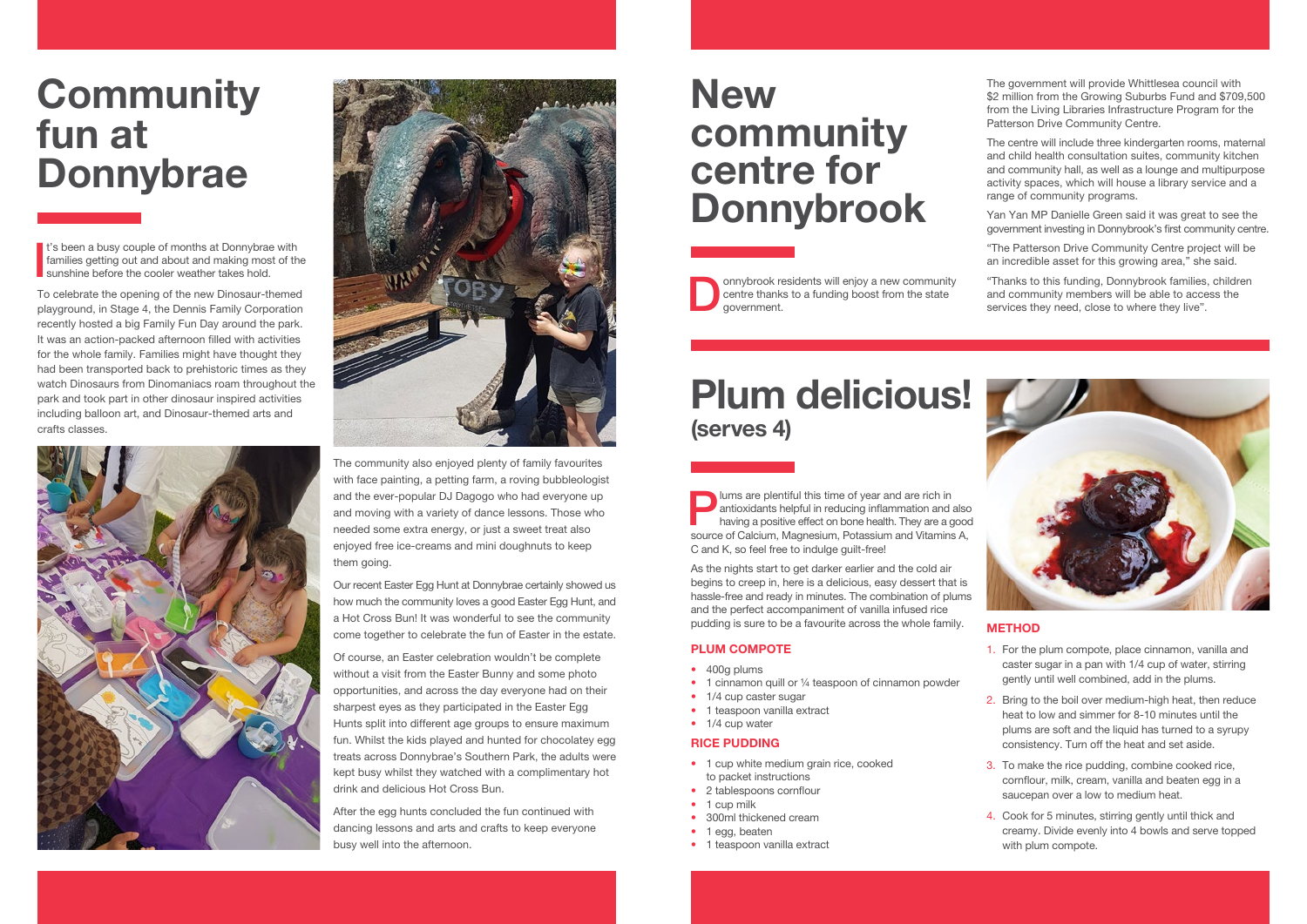# Community fun at Donnybrae

It's been a busy couple of months at Donnybrae with families getting out and about and making most of the sunshine before the cooler weather takes hold.

To celebrate the opening of the new Dinosaur-themed playground, in Stage 4, the Dennis Family Corporation recently hosted a big Family Fun Day around the park. It was an action-packed afternoon filled with activities for the whole family. Families might have thought they had been transported back to prehistoric times as they watch Dinosaurs from Dinomaniacs roam throughout the park and took part in other dinosaur inspired activities including balloon art, and Dinosaur-themed arts and crafts classes.

The community also enjoyed plenty of family favourites with face painting, a petting farm, a roving bubbleologist and the ever-popular DJ Dagogo who had everyone up and moving with a variety of dance lessons. Those who needed some extra energy, or just a sweet treat also enjoyed free ice-creams and mini doughnuts to keep them going.

Our recent Easter Egg Hunt at Donnybrae certainly showed us how much the community loves a good Easter Egg Hunt, and a Hot Cross Bun! It was wonderful to see the community come together to celebrate the fun of Easter in the estate.

Of course, an Easter celebration wouldn't be complete without a visit from the Easter Bunny and some photo opportunities, and across the day everyone had on their sharpest eyes as they participated in the Easter Egg Hunts split into different age groups to ensure maximum fun. Whilst the kids played and hunted for chocolatey egg treats across Donnybrae's Southern Park, the adults were kept busy whilst they watched with a complimentary hot drink and delicious Hot Cross Bun.

After the egg hunts concluded the fun continued with dancing lessons and arts and crafts to keep everyone busy well into the afternoon.

# New community centre for Donnybrook

Donnybrook residents will enjoy a new community centre thanks to a funding boost from the state government.

The government will provide Whittlesea council with $2 million from the Growing Suburbs Fund and $709,500 from the Living Libraries Infrastructure Program for the Patterson Drive Community Centre.

The centre will include three kindergarten rooms, maternal and child health consultation suites, community kitchen and community hall, as well as a lounge and multipurpose activity spaces, which will house a library service and a range of community programs.

Yan Yan MP Danielle Green said it was great to see the government investing in Donnybrook's first community centre.

"The Patterson Drive Community Centre project will be an incredible asset for this growing area," she said.

"Thanks to this funding, Donnybrook families, children and community members will be able to access the services they need, close to where they live".

# Plum delicious!
## (serves 4)

Plums are plentiful this time of year and are rich in antioxidants helpful in reducing inflammation and also having a positive effect on bone health. They are a good source of Calcium, Magnesium, Potassium and Vitamins A, C and K, so feel free to indulge guilt-free!

As the nights start to get darker earlier and the cold air begins to creep in, here is a delicious, easy dessert that is hassle-free and ready in minutes. The combination of plums and the perfect accompaniment of vanilla infused rice pudding is sure to be a favourite across the whole family.

### PLUM COMPOTE

- 400g plums
- 1 cinnamon quill or ¼ teaspoon of cinnamon powder
- 1/4 cup caster sugar
- 1 teaspoon vanilla extract
- 1/4 cup water

### RICE PUDDING

- 1 cup white medium grain rice, cooked to packet instructions
- 2 tablespoons cornflour
- 1 cup milk
- 300ml thickened cream
- 1 egg, beaten
- 1 teaspoon vanilla extract

### METHOD

1. For the plum compote, place cinnamon, vanilla and caster sugar in a pan with 1/4 cup of water, stirring gently until well combined, add in the plums.
2. Bring to the boil over medium-high heat, then reduce heat to low and simmer for 8-10 minutes until the plums are soft and the liquid has turned to a syrupy consistency. Turn off the heat and set aside.
3. To make the rice pudding, combine cooked rice, cornflour, milk, cream, vanilla and beaten egg in a saucepan over a low to medium heat.
4. Cook for 5 minutes, stirring gently until thick and creamy. Divide evenly into 4 bowls and serve topped with plum compote.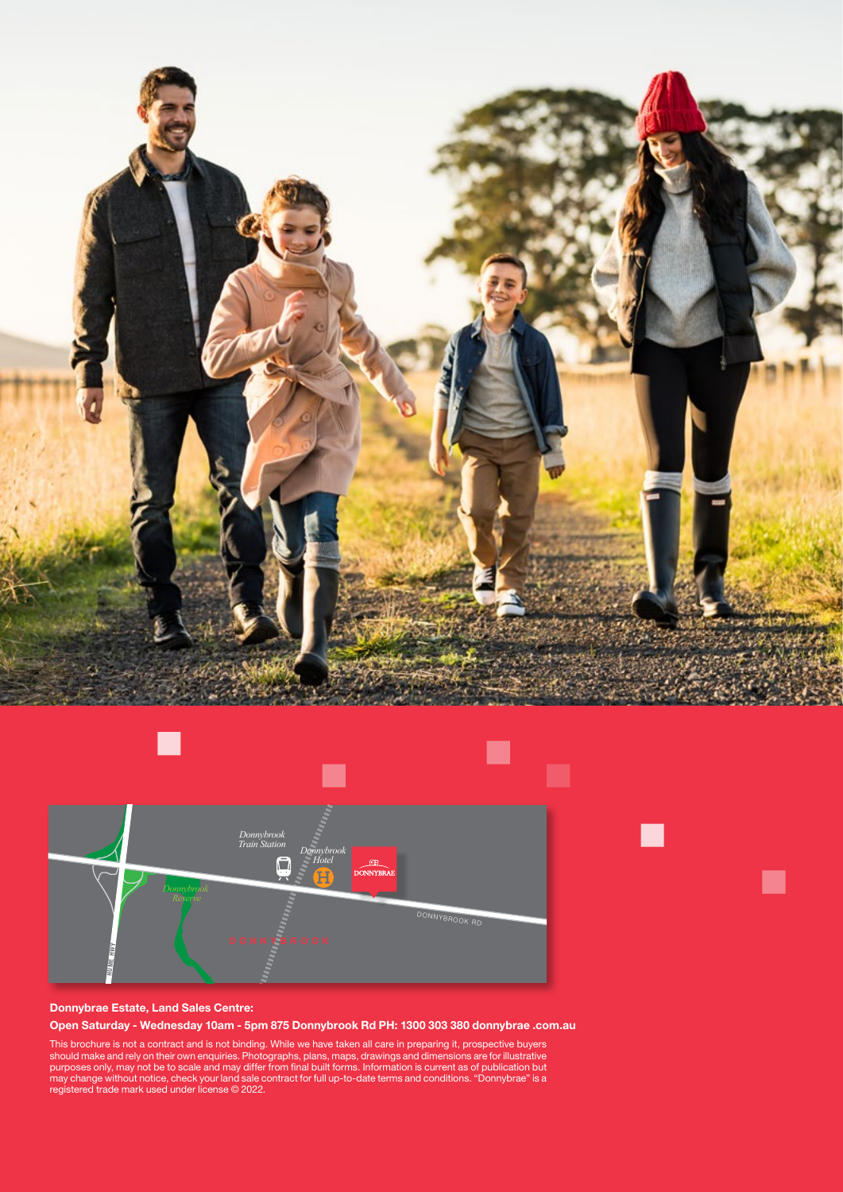**Donnybrae Estate, Land Sales Centre:**

**Open Saturday - Wednesday 10am - 5pm 875 Donnybrook Rd PH: 1300 303 380 donnybrae .com.au**

This brochure is not a contract and is not binding. While we have taken all care in preparing it, prospective buyers should make and rely on their own enquiries. Photographs, plans, maps, drawings and dimensions are for illustrative purposes only, may not be to scale and may differ from final built forms. Information is current as of publication but may change without notice, check your land sale contract for full up-to-date terms and conditions. "Donnybrae" is a registered trade mark used under license © 2022.